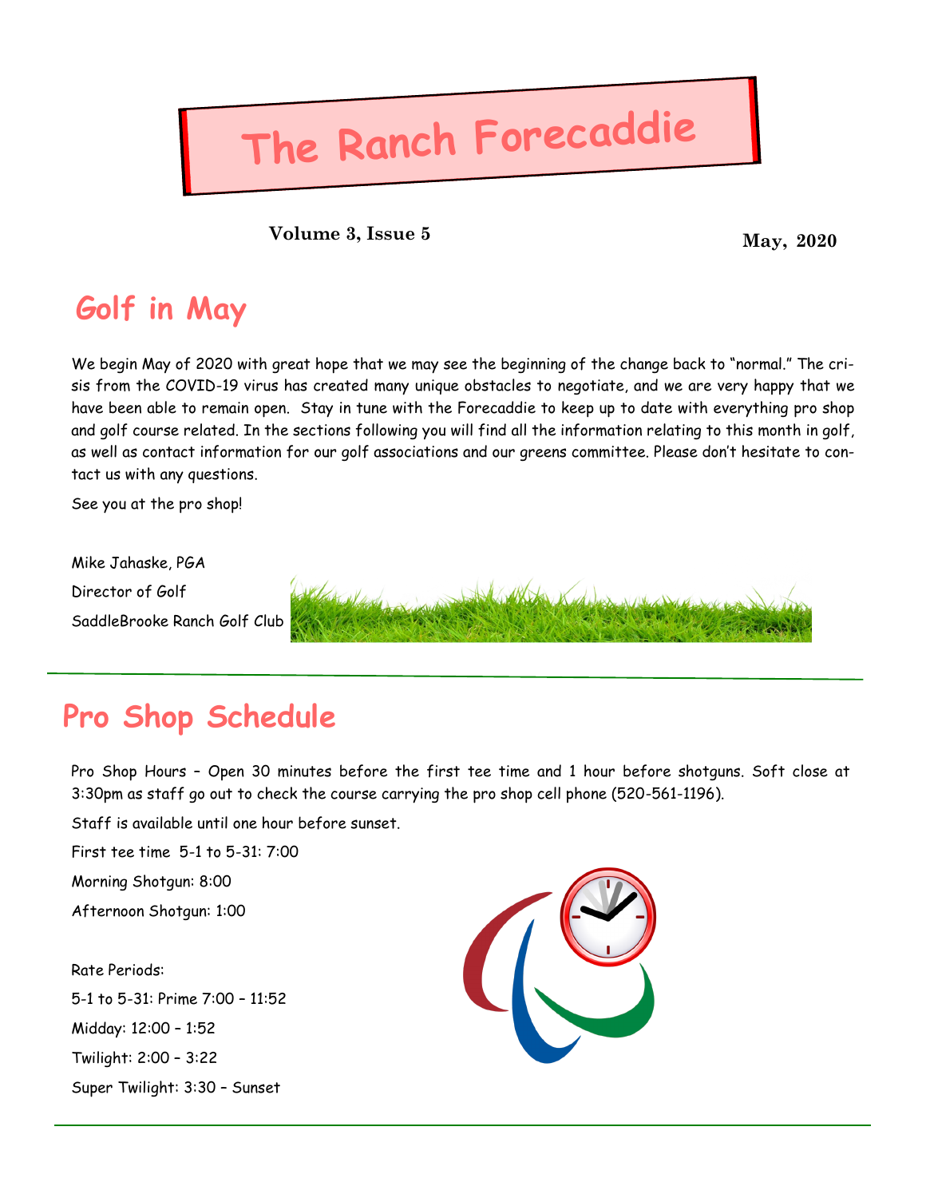# The Ranch Forecaddie

**Volume 3, Issue 5** **May, 2020**

## Golf in May

We begin May of 2020 with great hope that we may see the beginning of the change back to "normal." The crisis from the COVID-19 virus has created many unique obstacles to negotiate, and we are very happy that we have been able to remain open. Stay in tune with the Forecaddie to keep up to date with everything pro shop and golf course related. In the sections following you will find all the information relating to this month in golf, as well as contact information for our golf associations and our greens committee. Please don't hesitate to contact us with any questions.

See you at the pro shop!

Mike Jahaske, PGA
Director of Golf
SaddleBrooke Ranch Golf Club

## Pro Shop Schedule

Pro Shop Hours – Open 30 minutes before the first tee time and 1 hour before shotguns. Soft close at 3:30pm as staff go out to check the course carrying the pro shop cell phone (520-561-1196).

Staff is available until one hour before sunset.

First tee time 5-1 to 5-31: 7:00

Morning Shotgun: 8:00

Afternoon Shotgun: 1:00

Rate Periods:

5-1 to 5-31: Prime 7:00 – 11:52

Midday: 12:00 – 1:52

Twilight: 2:00 – 3:22

Super Twilight: 3:30 – Sunset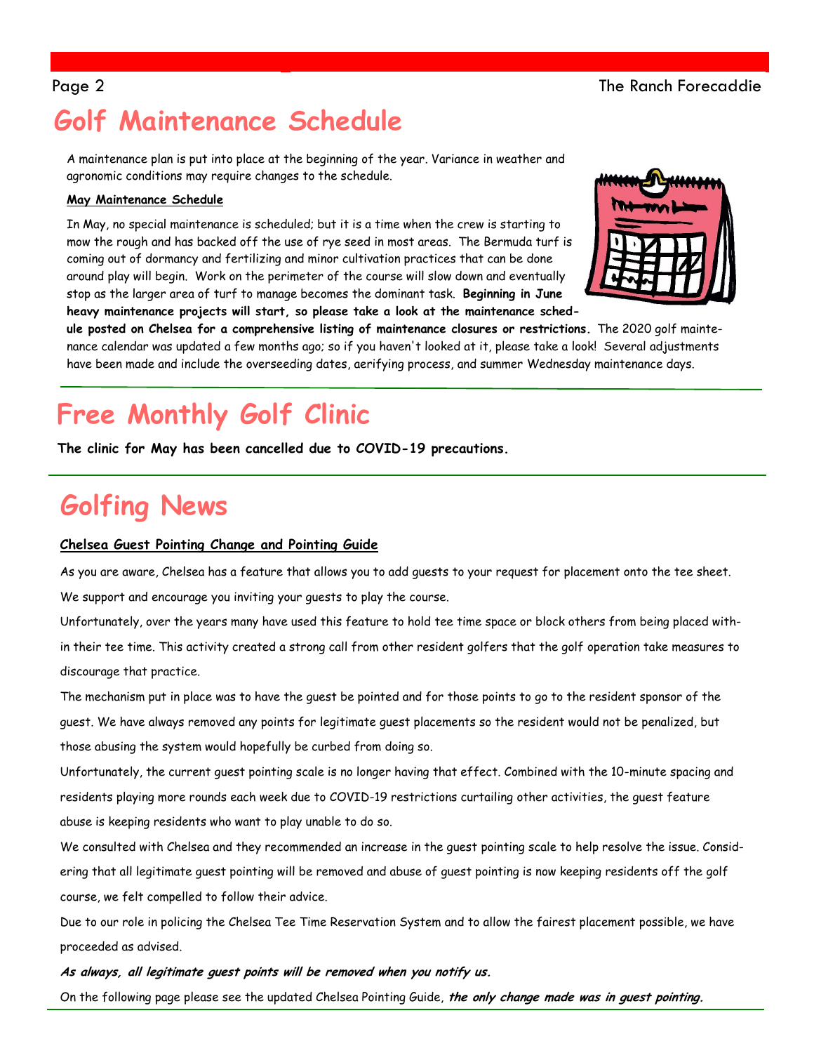# Golf Maintenance Schedule

A maintenance plan is put into place at the beginning of the year. Variance in weather and agronomic conditions may require changes to the schedule.

**May Maintenance Schedule**

In May, no special maintenance is scheduled; but it is a time when the crew is starting to mow the rough and has backed off the use of rye seed in most areas. The Bermuda turf is coming out of dormancy and fertilizing and minor cultivation practices that can be done around play will begin. Work on the perimeter of the course will slow down and eventually stop as the larger area of turf to manage becomes the dominant task. **Beginning in June heavy maintenance projects will start, so please take a look at the maintenance schedule posted on Chelsea for a comprehensive listing of maintenance closures or restrictions.** The 2020 golf maintenance calendar was updated a few months ago; so if you haven't looked at it, please take a look! Several adjustments have been made and include the overseeding dates, aerifying process, and summer Wednesday maintenance days.

# Free Monthly Golf Clinic

**The clinic for May has been cancelled due to COVID-19 precautions.**

# Golfing News

**Chelsea Guest Pointing Change and Pointing Guide**

As you are aware, Chelsea has a feature that allows you to add guests to your request for placement onto the tee sheet. We support and encourage you inviting your guests to play the course.

Unfortunately, over the years many have used this feature to hold tee time space or block others from being placed within their tee time. This activity created a strong call from other resident golfers that the golf operation take measures to discourage that practice.

The mechanism put in place was to have the guest be pointed and for those points to go to the resident sponsor of the guest. We have always removed any points for legitimate guest placements so the resident would not be penalized, but those abusing the system would hopefully be curbed from doing so.

Unfortunately, the current guest pointing scale is no longer having that effect. Combined with the 10-minute spacing and residents playing more rounds each week due to COVID-19 restrictions curtailing other activities, the guest feature abuse is keeping residents who want to play unable to do so.

We consulted with Chelsea and they recommended an increase in the guest pointing scale to help resolve the issue. Considering that all legitimate guest pointing will be removed and abuse of guest pointing is now keeping residents off the golf course, we felt compelled to follow their advice.

Due to our role in policing the Chelsea Tee Time Reservation System and to allow the fairest placement possible, we have proceeded as advised.

***As always, all legitimate guest points will be removed when you notify us.***

On the following page please see the updated Chelsea Pointing Guide, ***the only change made was in guest pointing.***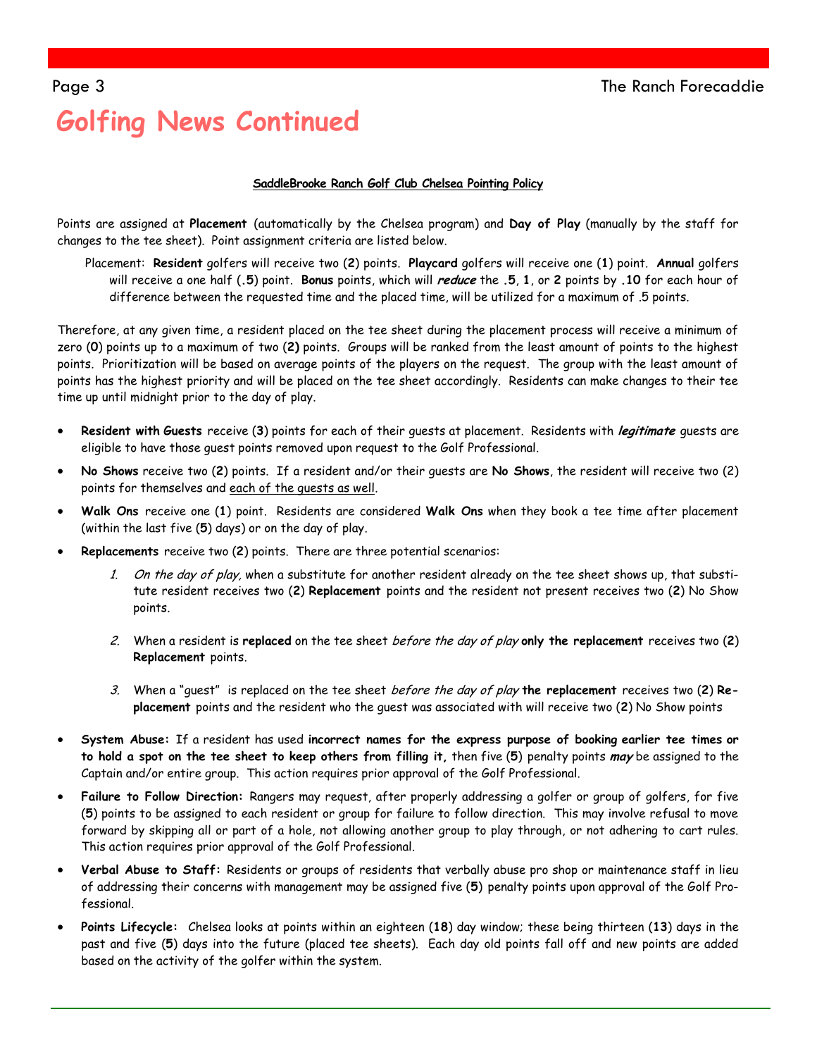# Golfing News Continued

**SaddleBrooke Ranch Golf Club Chelsea Pointing Policy**

Points are assigned at **Placement** (automatically by the Chelsea program) and **Day of Play** (manually by the staff for changes to the tee sheet). Point assignment criteria are listed below.

Placement: **Resident** golfers will receive two (**2**) points. **Playcard** golfers will receive one (**1**) point. **Annual** golfers will receive a one half (**.5**) point. **Bonus** points, which will ***reduce*** the **.5**, **1**, or **2** points by **.10** for each hour of difference between the requested time and the placed time, will be utilized for a maximum of .5 points.

Therefore, at any given time, a resident placed on the tee sheet during the placement process will receive a minimum of zero (**0**) points up to a maximum of two (**2)** points. Groups will be ranked from the least amount of points to the highest points. Prioritization will be based on average points of the players on the request. The group with the least amount of points has the highest priority and will be placed on the tee sheet accordingly. Residents can make changes to their tee time up until midnight prior to the day of play.

- **Resident with Guests** receive (**3**) points for each of their guests at placement. Residents with ***legitimate*** guests are eligible to have those guest points removed upon request to the Golf Professional.
- **No Shows** receive two (**2**) points. If a resident and/or their guests are **No Shows**, the resident will receive two (2) points for themselves and each of the guests as well.
- **Walk Ons** receive one (**1**) point. Residents are considered **Walk Ons** when they book a tee time after placement (within the last five (**5**) days) or on the day of play.
- **Replacements** receive two (**2**) points. There are three potential scenarios:
    1. *On the day of play,* when a substitute for another resident already on the tee sheet shows up, that substitute resident receives two (**2**) **Replacement** points and the resident not present receives two (**2**) No Show points.
    2. When a resident is **replaced** on the tee sheet *before the day of play* **only the replacement** receives two (**2**) **Replacement** points.
    3. When a "guest" is replaced on the tee sheet *before the day of play* **the replacement** receives two (**2**) **Replacement** points and the resident who the guest was associated with will receive two (**2**) No Show points
- **System Abuse:** If a resident has used **incorrect names for the express purpose of booking earlier tee times or to hold a spot on the tee sheet to keep others from filling it,** then five (**5**) penalty points ***may*** be assigned to the Captain and/or entire group. This action requires prior approval of the Golf Professional.
- **Failure to Follow Direction:** Rangers may request, after properly addressing a golfer or group of golfers, for five (**5**) points to be assigned to each resident or group for failure to follow direction. This may involve refusal to move forward by skipping all or part of a hole, not allowing another group to play through, or not adhering to cart rules. This action requires prior approval of the Golf Professional.
- **Verbal Abuse to Staff:** Residents or groups of residents that verbally abuse pro shop or maintenance staff in lieu of addressing their concerns with management may be assigned five (**5**) penalty points upon approval of the Golf Professional.
- **Points Lifecycle:** Chelsea looks at points within an eighteen (**18**) day window; these being thirteen (**13**) days in the past and five (**5**) days into the future (placed tee sheets). Each day old points fall off and new points are added based on the activity of the golfer within the system.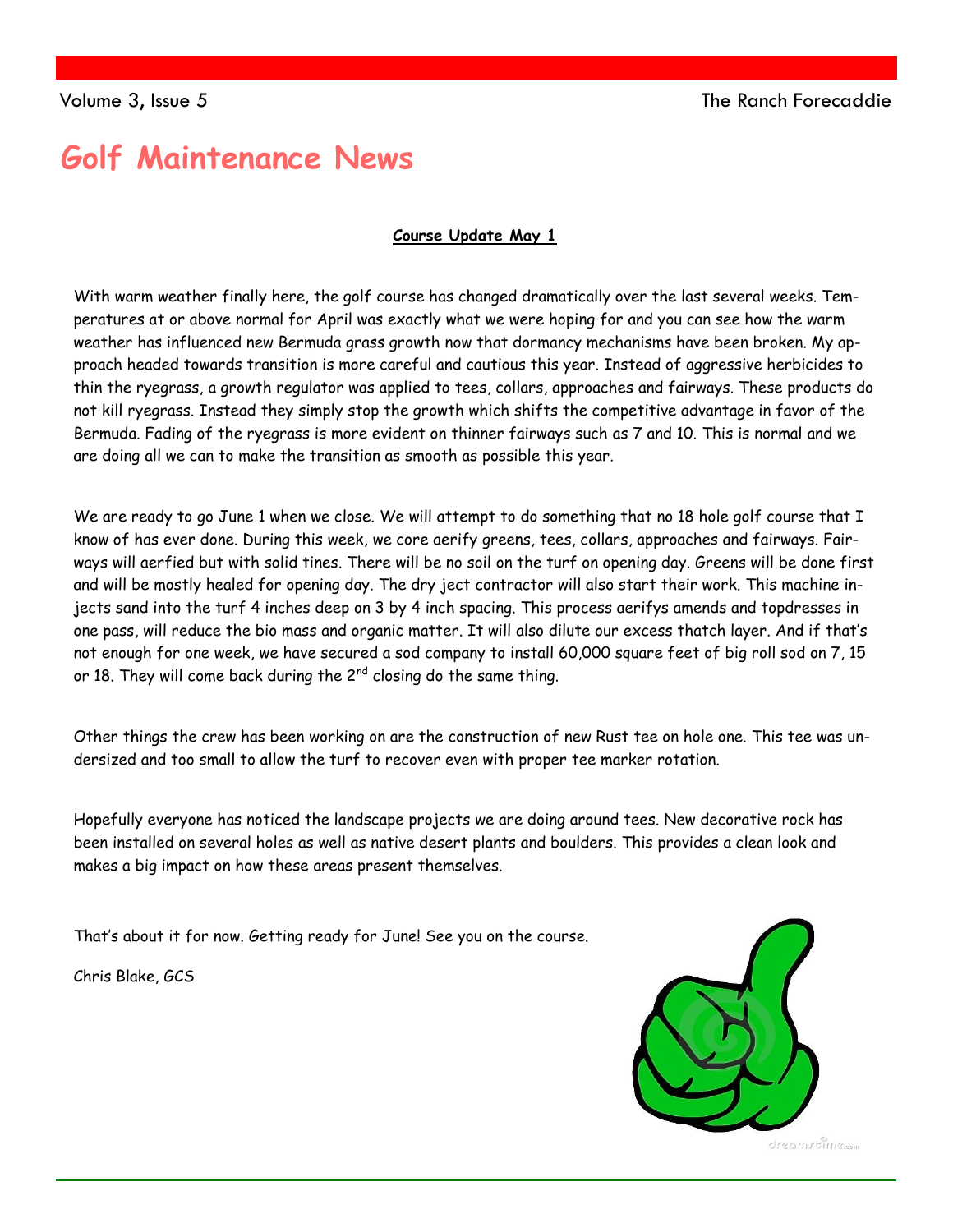# Golf Maintenance News

**Course Update May 1**

With warm weather finally here, the golf course has changed dramatically over the last several weeks. Temperatures at or above normal for April was exactly what we were hoping for and you can see how the warm weather has influenced new Bermuda grass growth now that dormancy mechanisms have been broken. My approach headed towards transition is more careful and cautious this year. Instead of aggressive herbicides to thin the ryegrass, a growth regulator was applied to tees, collars, approaches and fairways. These products do not kill ryegrass. Instead they simply stop the growth which shifts the competitive advantage in favor of the Bermuda. Fading of the ryegrass is more evident on thinner fairways such as 7 and 10. This is normal and we are doing all we can to make the transition as smooth as possible this year.

We are ready to go June 1 when we close. We will attempt to do something that no 18 hole golf course that I know of has ever done. During this week, we core aerify greens, tees, collars, approaches and fairways. Fairways will aerfied but with solid tines. There will be no soil on the turf on opening day. Greens will be done first and will be mostly healed for opening day. The dry ject contractor will also start their work. This machine injects sand into the turf 4 inches deep on 3 by 4 inch spacing. This process aerifys amends and topdresses in one pass, will reduce the bio mass and organic matter. It will also dilute our excess thatch layer. And if that's not enough for one week, we have secured a sod company to install 60,000 square feet of big roll sod on 7, 15 or 18. They will come back during the 2nd closing do the same thing.

Other things the crew has been working on are the construction of new Rust tee on hole one. This tee was undersized and too small to allow the turf to recover even with proper tee marker rotation.

Hopefully everyone has noticed the landscape projects we are doing around tees. New decorative rock has been installed on several holes as well as native desert plants and boulders. This provides a clean look and makes a big impact on how these areas present themselves.

That's about it for now. Getting ready for June! See you on the course.

Chris Blake, GCS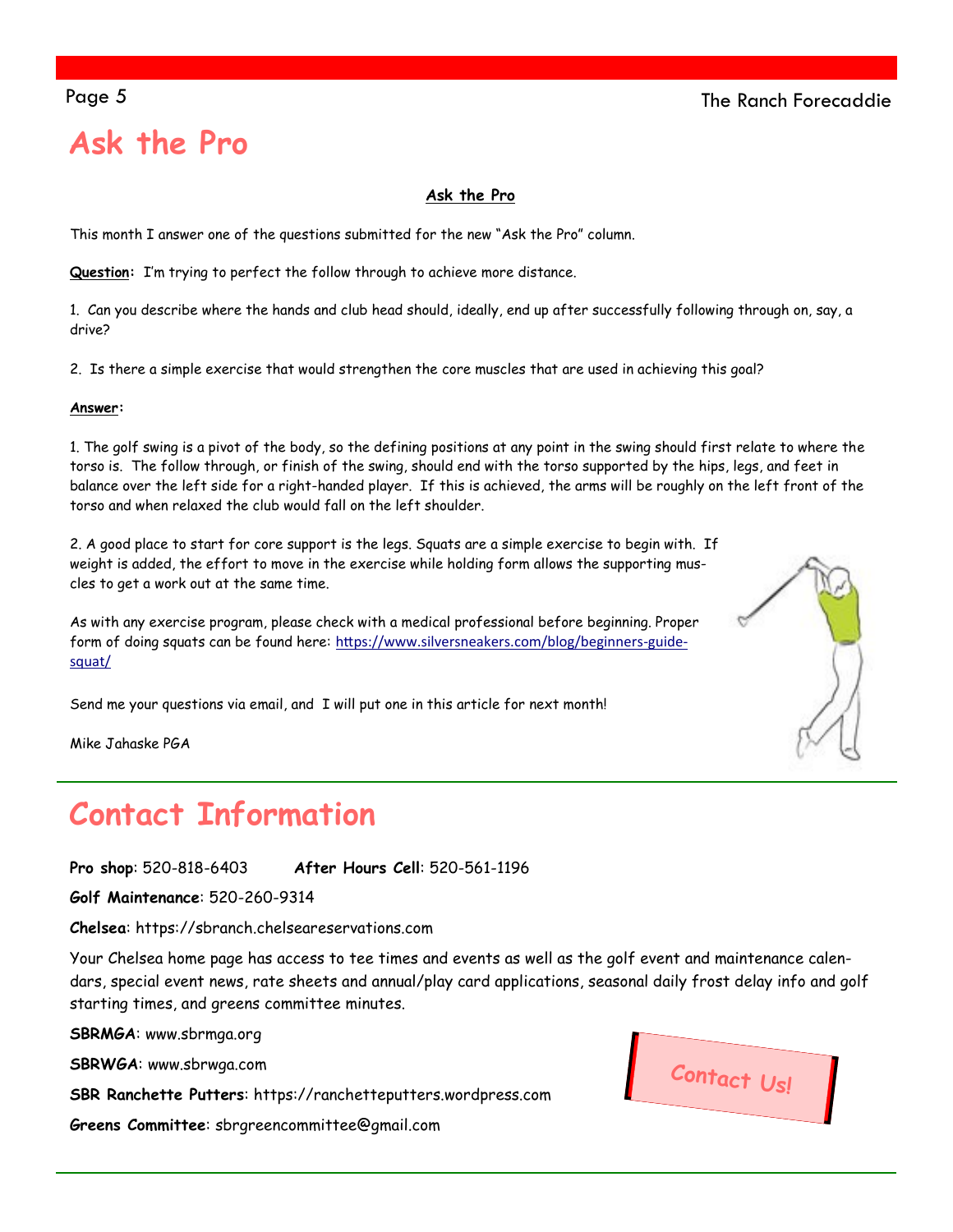# Ask the Pro

**Ask the Pro**

This month I answer one of the questions submitted for the new "Ask the Pro" column.

**Question:** I'm trying to perfect the follow through to achieve more distance.

1. Can you describe where the hands and club head should, ideally, end up after successfully following through on, say, a drive?

2. Is there a simple exercise that would strengthen the core muscles that are used in achieving this goal?

**Answer:**

1. The golf swing is a pivot of the body, so the defining positions at any point in the swing should first relate to where the torso is. The follow through, or finish of the swing, should end with the torso supported by the hips, legs, and feet in balance over the left side for a right-handed player. If this is achieved, the arms will be roughly on the left front of the torso and when relaxed the club would fall on the left shoulder.

2. A good place to start for core support is the legs. Squats are a simple exercise to begin with. If weight is added, the effort to move in the exercise while holding form allows the supporting muscles to get a work out at the same time.

As with any exercise program, please check with a medical professional before beginning. Proper form of doing squats can be found here: https://www.silversneakers.com/blog/beginners-guide-squat/

Send me your questions via email, and I will put one in this article for next month!

Mike Jahaske PGA

# Contact Information

**Pro shop**: 520-818-6403 **After Hours Cell**: 520-561-1196

**Golf Maintenance**: 520-260-9314

**Chelsea**: https://sbranch.chelseareservations.com

Your Chelsea home page has access to tee times and events as well as the golf event and maintenance calendars, special event news, rate sheets and annual/play card applications, seasonal daily frost delay info and golf starting times, and greens committee minutes.

**SBRMGA**: www.sbrmga.org

**SBRWGA**: www.sbrwga.com

**SBR Ranchette Putters**: https://ranchetteputters.wordpress.com

**Greens Committee**: sbrgreencommittee@gmail.com

Contact Us!